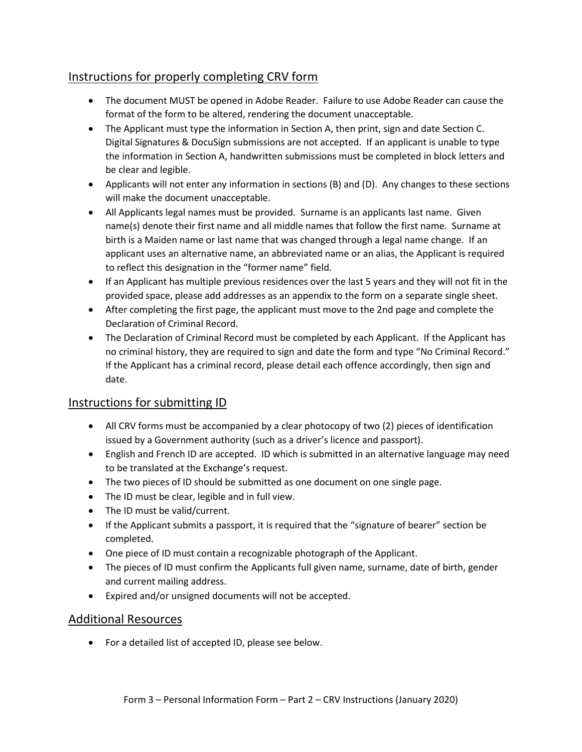## Instructions for properly completing CRV form

- The document MUST be opened in Adobe Reader. Failure to use Adobe Reader can cause the format of the form to be altered, rendering the document unacceptable.
- The Applicant must type the information in Section A, then print, sign and date Section C. Digital Signatures & DocuSign submissions are not accepted. If an applicant is unable to type the information in Section A, handwritten submissions must be completed in block letters and be clear and legible.
- Applicants will not enter any information in sections (B) and (D). Any changes to these sections will make the document unacceptable.
- All Applicants legal names must be provided. Surname is an applicants last name. Given name(s) denote their first name and all middle names that follow the first name. Surname at birth is a Maiden name or last name that was changed through a legal name change. If an applicant uses an alternative name, an abbreviated name or an alias, the Applicant is required to reflect this designation in the "former name" field.
- If an Applicant has multiple previous residences over the last 5 years and they will not fit in the provided space, please add addresses as an appendix to the form on a separate single sheet.
- After completing the first page, the applicant must move to the 2nd page and complete the Declaration of Criminal Record.
- The Declaration of Criminal Record must be completed by each Applicant. If the Applicant has no criminal history, they are required to sign and date the form and type "No Criminal Record." If the Applicant has a criminal record, please detail each offence accordingly, then sign and date.

## Instructions for submitting ID

- All CRV forms must be accompanied by a clear photocopy of two (2) pieces of identification issued by a Government authority (such as a driver's licence and passport).
- English and French ID are accepted. ID which is submitted in an alternative language may need to be translated at the Exchange's request.
- The two pieces of ID should be submitted as one document on one single page.
- The ID must be clear, legible and in full view.
- The ID must be valid/current.
- If the Applicant submits a passport, it is required that the "signature of bearer" section be completed.
- One piece of ID must contain a recognizable photograph of the Applicant.
- The pieces of ID must confirm the Applicants full given name, surname, date of birth, gender and current mailing address.
- Expired and/or unsigned documents will not be accepted.

## Additional Resources

- For a detailed list of accepted ID, please see below.

Form 3 – Personal Information Form – Part 2 – CRV Instructions (January 2020)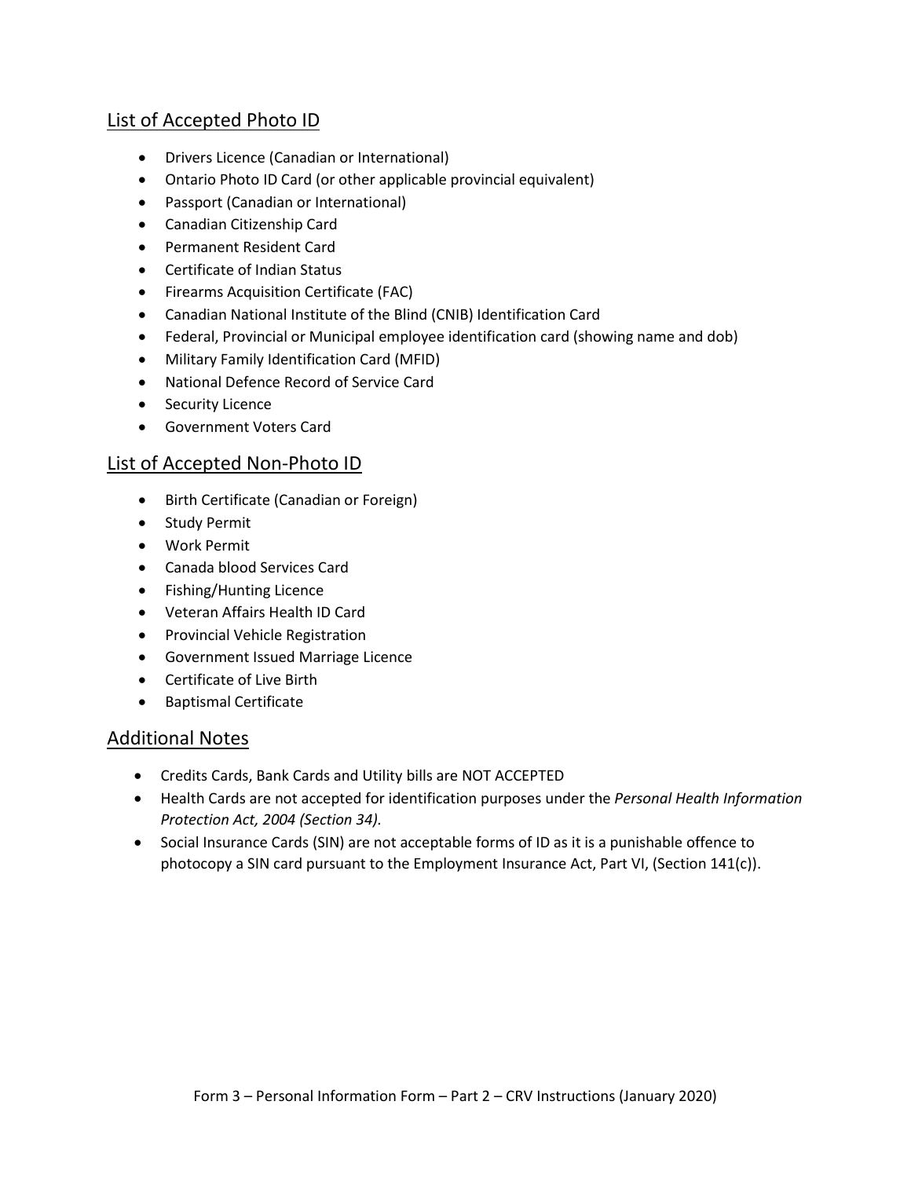## List of Accepted Photo ID

- Drivers Licence (Canadian or International)
- Ontario Photo ID Card (or other applicable provincial equivalent)
- Passport (Canadian or International)
- Canadian Citizenship Card
- Permanent Resident Card
- Certificate of Indian Status
- Firearms Acquisition Certificate (FAC)
- Canadian National Institute of the Blind (CNIB) Identification Card
- Federal, Provincial or Municipal employee identification card (showing name and dob)
- Military Family Identification Card (MFID)
- National Defence Record of Service Card
- Security Licence
- Government Voters Card

## List of Accepted Non-Photo ID

- Birth Certificate (Canadian or Foreign)
- Study Permit
- Work Permit
- Canada blood Services Card
- Fishing/Hunting Licence
- Veteran Affairs Health ID Card
- Provincial Vehicle Registration
- Government Issued Marriage Licence
- Certificate of Live Birth
- Baptismal Certificate

## Additional Notes

- Credits Cards, Bank Cards and Utility bills are NOT ACCEPTED
- Health Cards are not accepted for identification purposes under the *Personal Health Information Protection Act, 2004 (Section 34).*
- Social Insurance Cards (SIN) are not acceptable forms of ID as it is a punishable offence to photocopy a SIN card pursuant to the Employment Insurance Act, Part VI, (Section 141(c)).